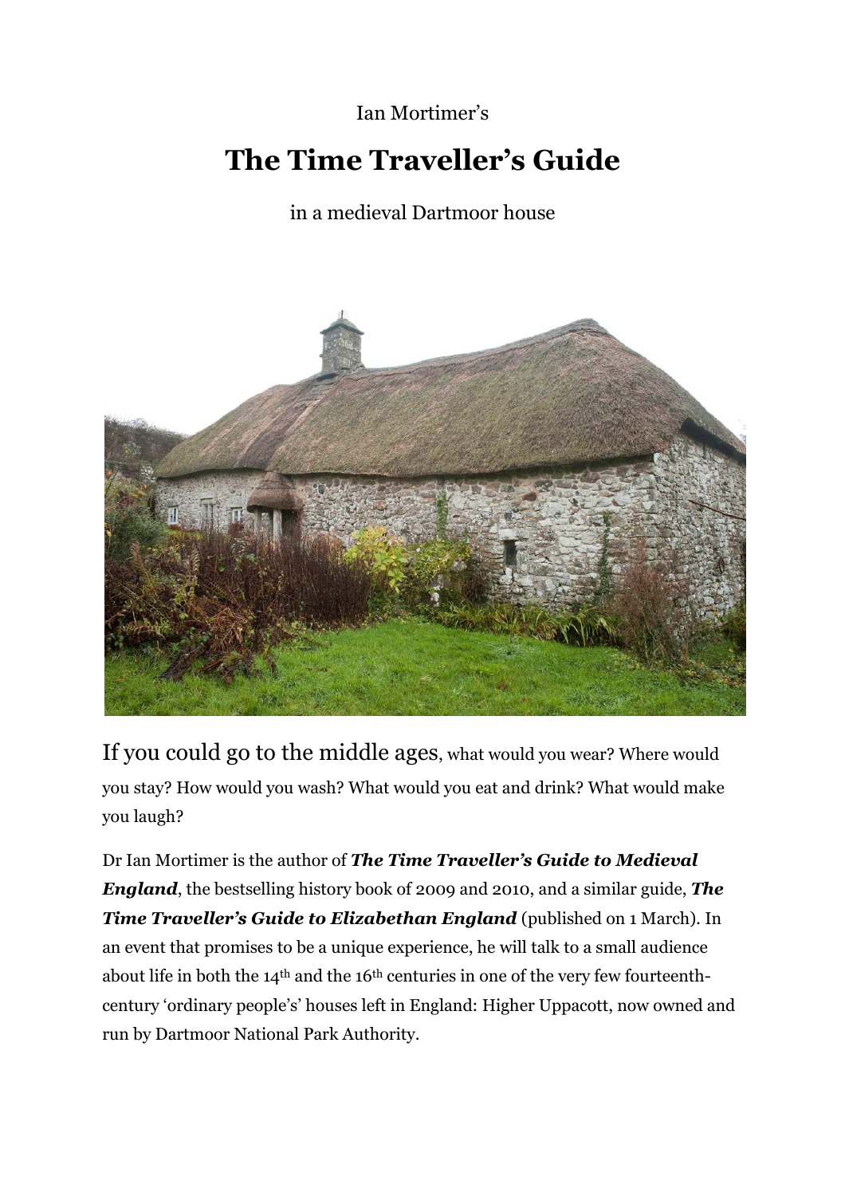Ian Mortimer's

# The Time Traveller's Guide

in a medieval Dartmoor house

If you could go to the middle ages, what would you wear? Where would you stay? How would you wash? What would you eat and drink? What would make you laugh?

Dr Ian Mortimer is the author of ***The Time Traveller's Guide to Medieval England***, the bestselling history book of 2009 and 2010, and a similar guide, ***The Time Traveller's Guide to Elizabethan England*** (published on 1 March). In an event that promises to be a unique experience, he will talk to a small audience about life in both the 14th and the 16th centuries in one of the very few fourteenth-century 'ordinary people's' houses left in England: Higher Uppacott, now owned and run by Dartmoor National Park Authority.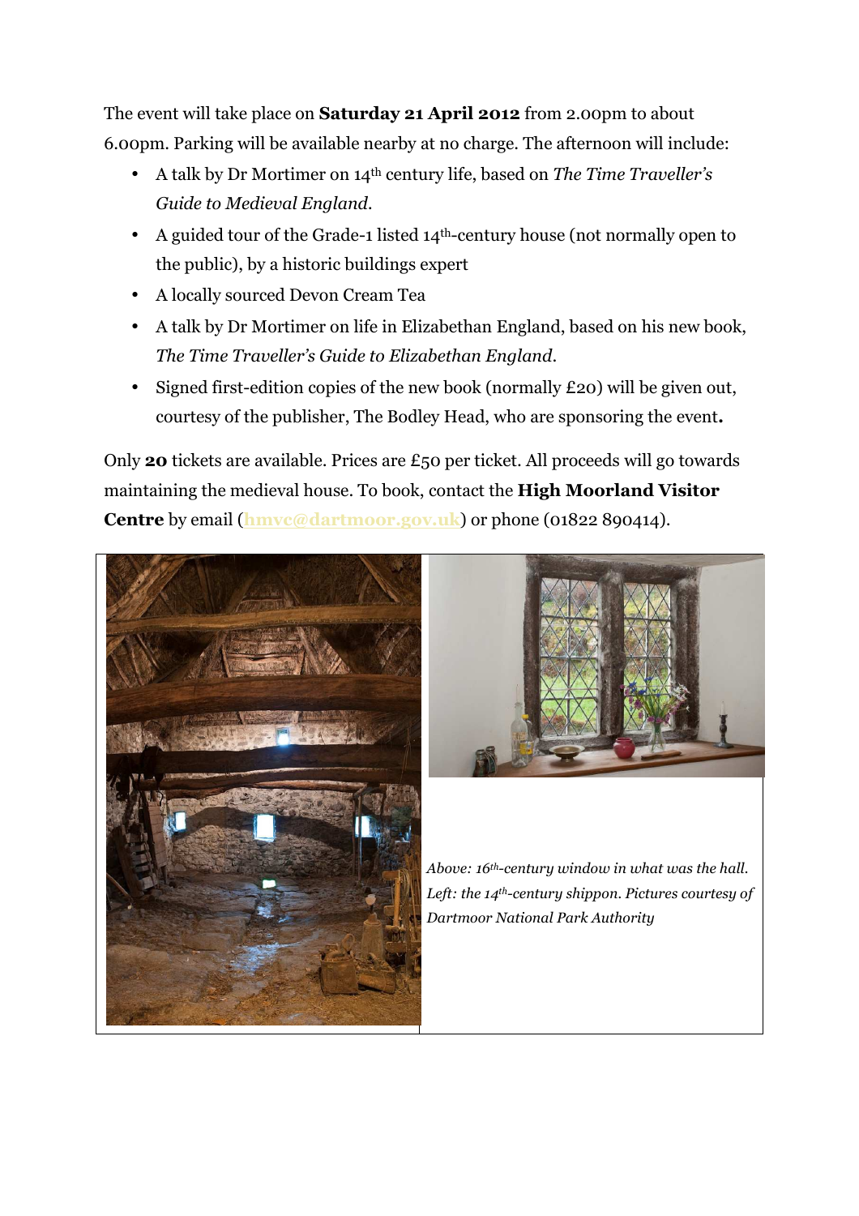The event will take place on **Saturday 21 April 2012** from 2.00pm to about 6.00pm. Parking will be available nearby at no charge. The afternoon will include:

- A talk by Dr Mortimer on 14th century life, based on *The Time Traveller's Guide to Medieval England*.
- A guided tour of the Grade-1 listed 14th-century house (not normally open to the public), by a historic buildings expert
- A locally sourced Devon Cream Tea
- A talk by Dr Mortimer on life in Elizabethan England, based on his new book, *The Time Traveller's Guide to Elizabethan England*.
- Signed first-edition copies of the new book (normally £20) will be given out, courtesy of the publisher, The Bodley Head, who are sponsoring the event**.**

Only **20** tickets are available. Prices are £50 per ticket. All proceeds will go towards maintaining the medieval house. To book, contact the **High Moorland Visitor Centre** by email (hmvc@dartmoor.gov.uk) or phone (01822 890414).

*Above: 16th-century window in what was the hall. Left: the 14th-century shippon. Pictures courtesy of Dartmoor National Park Authority*